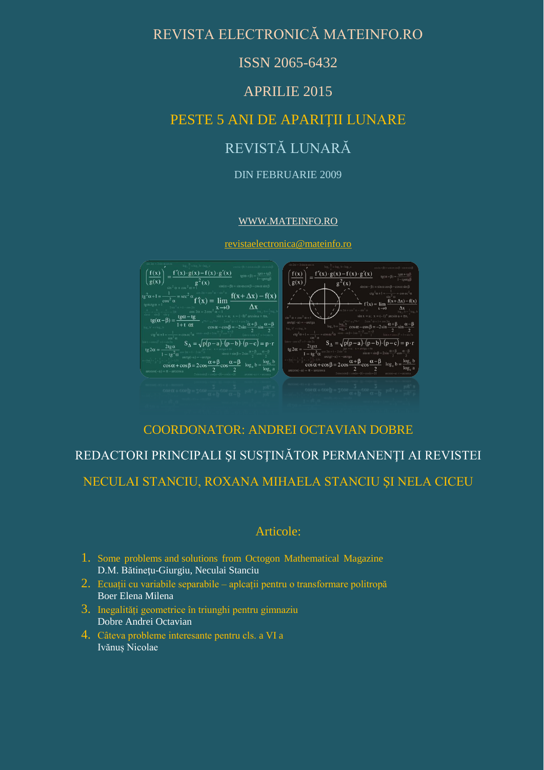# REVISTA ELECTRONICĂ MATEINFO.RO

ISSN 2065-6432

APRILIE 2015

PESTE 5 ANI DE APARIŢII LUNARE

REVISTĂ LUNARĂ

DIN FEBRUARIE 2009

WWW.MATEINFO.RO

revistaelectronica@mateinfo.ro

COORDONATOR: ANDREI OCTAVIAN DOBRE

REDACTORI PRINCIPALI ŞI SUSŢINĂTOR PERMANENŢI AI REVISTEI

NECULAI STANCIU, ROXANA MIHAELA STANCIU ŞI NELA CICEU

## Articole:

1. Some problems and solutions from Octogon Mathematical Magazine
   D.M. Bătineţu-Giurgiu, Neculai Stanciu
2. Ecuații cu variabile separabile – aplcații pentru o transformare politropă
   Boer Elena Milena
3. Inegalități geometrice în triunghi pentru gimnaziu
   Dobre Andrei Octavian
4. Câteva probleme interesante pentru cls. a VI a
   Ivănuș Nicolae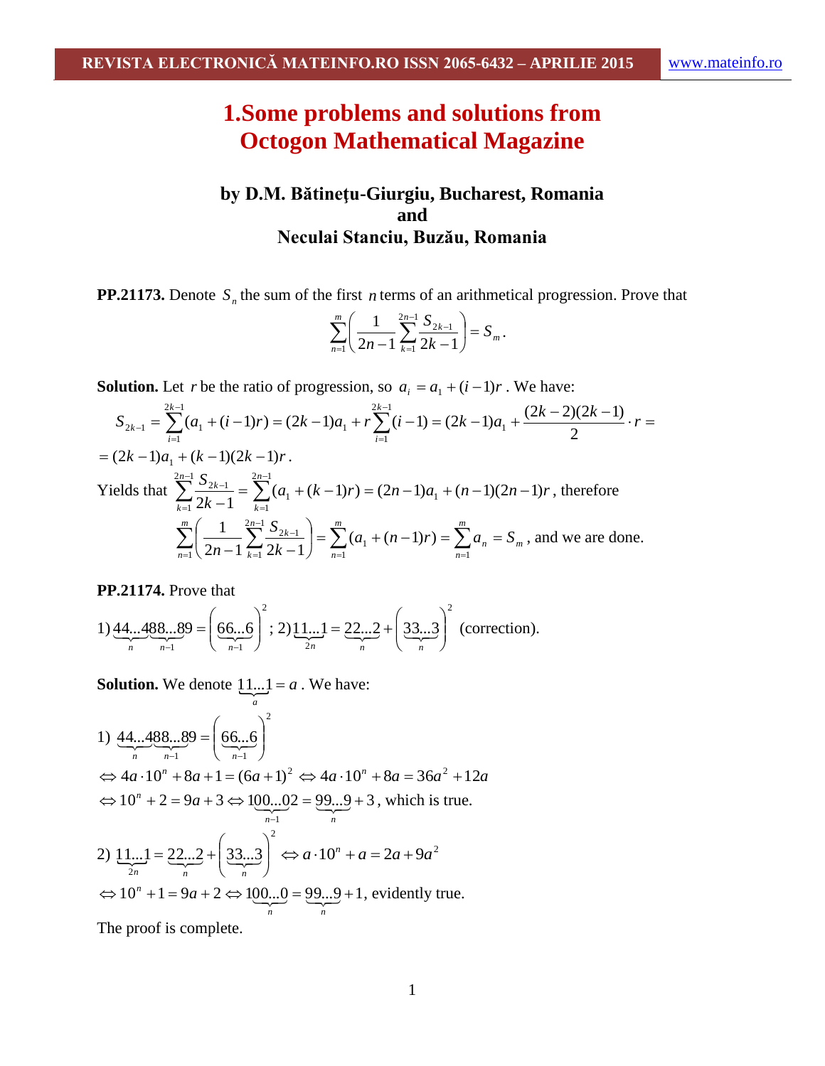# 1.Some problems and solutions from Octogon Mathematical Magazine

### by D.M. Bătinețu-Giurgiu, Bucharest, Romania and Neculai Stanciu, Buzău, Romania

**PP.21173.** Denote $S_n$ the sum of the first $n$ terms of an arithmetical progression. Prove that

$$\sum_{n=1}^{m}\left(\frac{1}{2n-1}\sum_{k=1}^{2n-1}\frac{S_{2k-1}}{2k-1}\right)=S_m.$$

**Solution.** Let $r$ be the ratio of progression, so $a_i = a_1+(i-1)r$. We have:

$$S_{2k-1}=\sum_{i=1}^{2k-1}(a_1+(i-1)r)=(2k-1)a_1+r\sum_{i=1}^{2k-1}(i-1)=(2k-1)a_1+\frac{(2k-2)(2k-1)}{2}\cdot r=$$
$$=(2k-1)a_1+(k-1)(2k-1)r.$$

Yields that $\sum_{k=1}^{2n-1}\frac{S_{2k-1}}{2k-1}=\sum_{k=1}^{2n-1}(a_1+(k-1)r)=(2n-1)a_1+(n-1)(2n-1)r$, therefore

$$\sum_{n=1}^{m}\left(\frac{1}{2n-1}\sum_{k=1}^{2n-1}\frac{S_{2k-1}}{2k-1}\right)=\sum_{n=1}^{m}(a_1+(n-1)r)=\sum_{n=1}^{m}a_n=S_m,$$ and we are done.

**PP.21174.** Prove that

1) $\underbrace{44...4}_{n}\underbrace{88...8}_{n-1}9=\left(\underbrace{66...6}_{n-1}\right)^2$ ; 2) $\underbrace{11...1}_{2n}=\underbrace{22...2}_{n}+\left(\underbrace{33...3}_{n}\right)^2$ (correction).

**Solution.** We denote $\underbrace{11...1}_{a}=a$. We have:

1) $\underbrace{44...4}_{n}\underbrace{88...8}_{n-1}9=\left(\underbrace{66...6}_{n-1}\right)^2$

$\Leftrightarrow 4a\cdot 10^n+8a+1=(6a+1)^2 \Leftrightarrow 4a\cdot 10^n+8a=36a^2+12a$

$\Leftrightarrow 10^n+2=9a+3 \Leftrightarrow 1\underbrace{00...0}_{n-1}2=\underbrace{99...9}_{n}+3$, which is true.

2) $\underbrace{11...1}_{2n}=\underbrace{22...2}_{n}+\left(\underbrace{33...3}_{n}\right)^2 \Leftrightarrow a\cdot 10^n+a=2a+9a^2$

$\Leftrightarrow 10^n+1=9a+2 \Leftrightarrow 1\underbrace{00...0}_{n}=\underbrace{99...9}_{n}+1$, evidently true.

The proof is complete.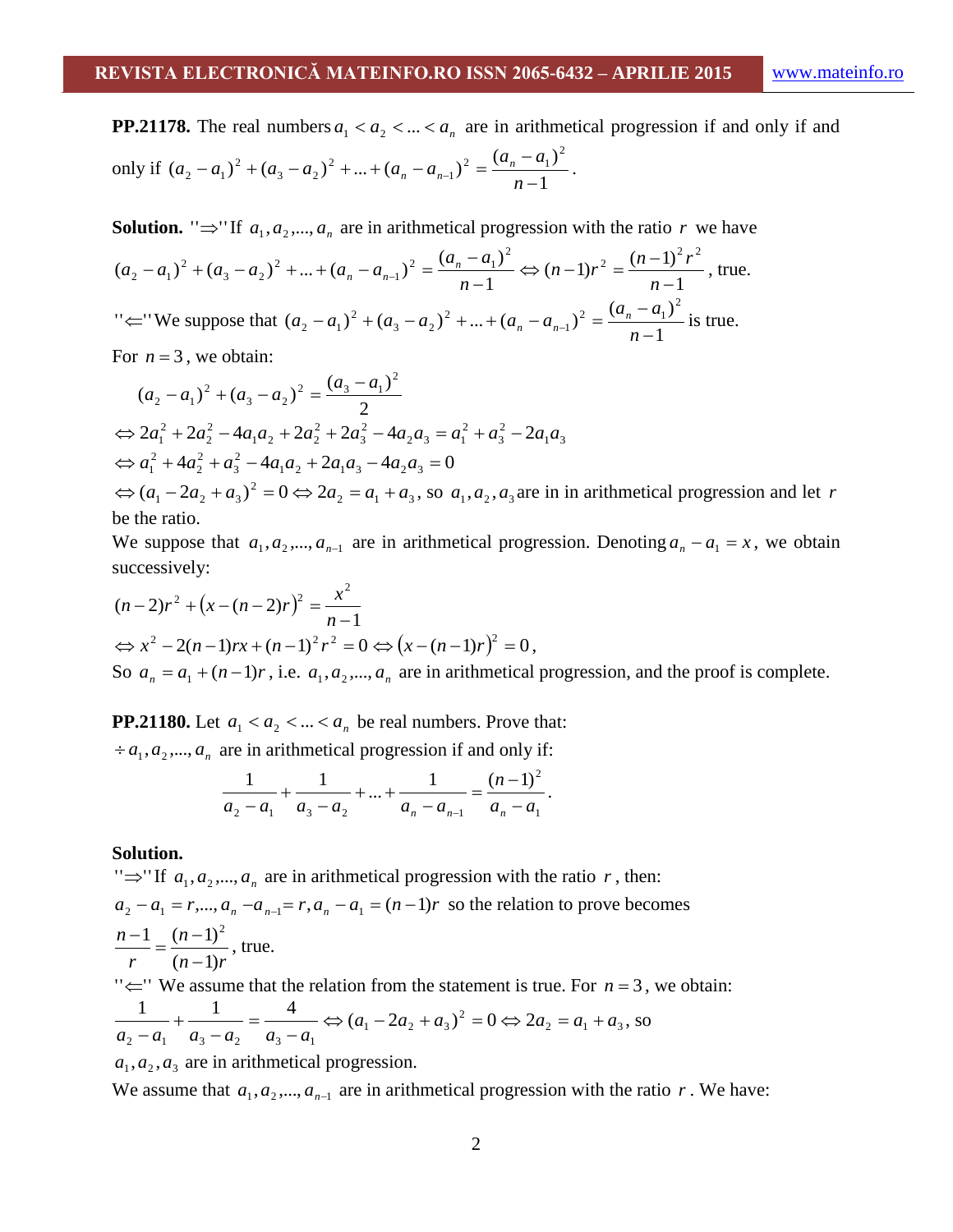**PP.21178.** The real numbers $a_1 < a_2 < ... < a_n$ are in arithmetical progression if and only if and only if $(a_2 - a_1)^2 + (a_3 - a_2)^2 + ... + (a_n - a_{n-1})^2 = \frac{(a_n - a_1)^2}{n-1}$.

**Solution.** $''\Rightarrow''$ If $a_1, a_2, ..., a_n$ are in arithmetical progression with the ratio $r$ we have

$(a_2 - a_1)^2 + (a_3 - a_2)^2 + ... + (a_n - a_{n-1})^2 = \frac{(a_n - a_1)^2}{n-1} \Leftrightarrow (n-1)r^2 = \frac{(n-1)^2 r^2}{n-1}$, true.

$''\Leftarrow''$ We suppose that $(a_2 - a_1)^2 + (a_3 - a_2)^2 + ... + (a_n - a_{n-1})^2 = \frac{(a_n - a_1)^2}{n-1}$ is true.

For $n = 3$, we obtain:

$$(a_2 - a_1)^2 + (a_3 - a_2)^2 = \frac{(a_3 - a_1)^2}{2}$$

$\Leftrightarrow 2a_1^2 + 2a_2^2 - 4a_1a_2 + 2a_2^2 + 2a_3^2 - 4a_2a_3 = a_1^2 + a_3^2 - 2a_1a_3$

$\Leftrightarrow a_1^2 + 4a_2^2 + a_3^2 - 4a_1a_2 + 2a_1a_3 - 4a_2a_3 = 0$

$\Leftrightarrow (a_1 - 2a_2 + a_3)^2 = 0 \Leftrightarrow 2a_2 = a_1 + a_3$, so $a_1, a_2, a_3$ are in in arithmetical progression and let $r$ be the ratio.

We suppose that $a_1, a_2, ..., a_{n-1}$ are in arithmetical progression. Denoting $a_n - a_1 = x$, we obtain successively:

$(n-2)r^2 + (x - (n-2)r)^2 = \frac{x^2}{n-1}$

$\Leftrightarrow x^2 - 2(n-1)rx + (n-1)^2 r^2 = 0 \Leftrightarrow (x - (n-1)r)^2 = 0$,

So $a_n = a_1 + (n-1)r$, i.e. $a_1, a_2, ..., a_n$ are in arithmetical progression, and the proof is complete.

**PP.21180.** Let $a_1 < a_2 < ... < a_n$ be real numbers. Prove that:

$\div a_1, a_2, ..., a_n$ are in arithmetical progression if and only if:

$$\frac{1}{a_2 - a_1} + \frac{1}{a_3 - a_2} + ... + \frac{1}{a_n - a_{n-1}} = \frac{(n-1)^2}{a_n - a_1}.$$

**Solution.**

$''\Rightarrow''$ If $a_1, a_2, ..., a_n$ are in arithmetical progression with the ratio $r$, then:

$a_2 - a_1 = r, ..., a_n - a_{n-1} = r, a_n - a_1 = (n-1)r$ so the relation to prove becomes

$\frac{n-1}{r} = \frac{(n-1)^2}{(n-1)r}$, true.

$''\Leftarrow''$ We assume that the relation from the statement is true. For $n = 3$, we obtain:

$\frac{1}{a_2 - a_1} + \frac{1}{a_3 - a_2} = \frac{4}{a_3 - a_1} \Leftrightarrow (a_1 - 2a_2 + a_3)^2 = 0 \Leftrightarrow 2a_2 = a_1 + a_3$, so

$a_1, a_2, a_3$ are in arithmetical progression.

We assume that $a_1, a_2, ..., a_{n-1}$ are in arithmetical progression with the ratio $r$. We have: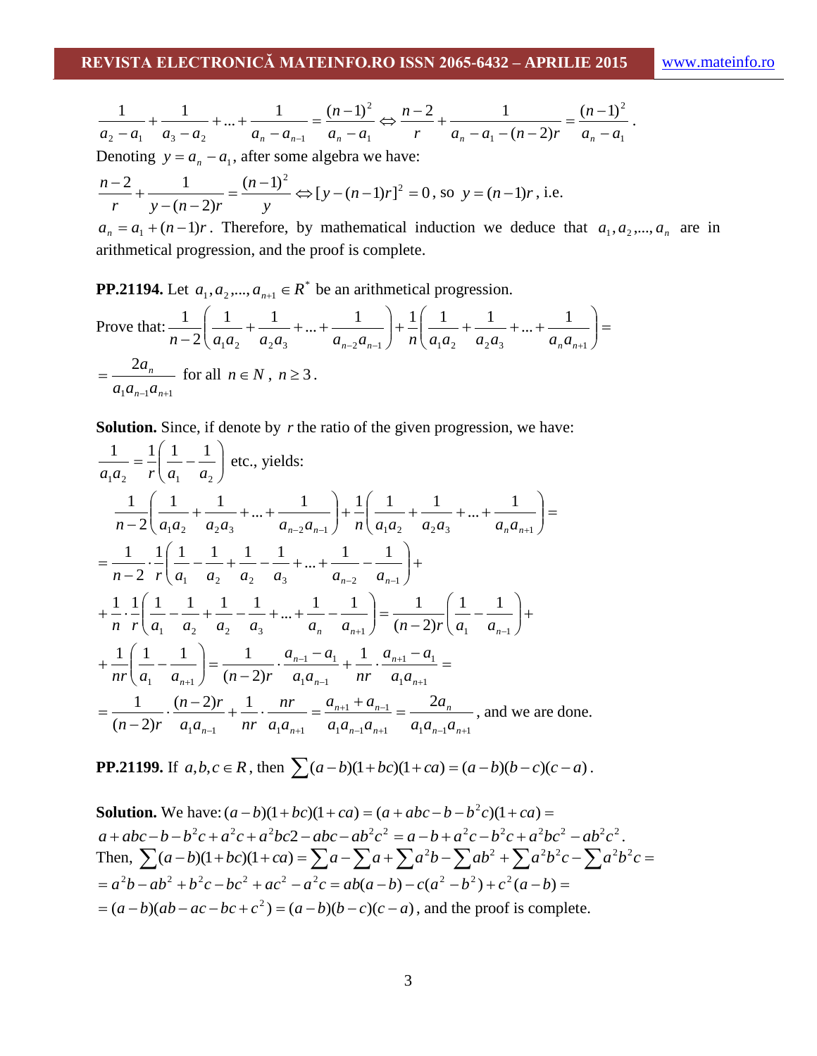$$\frac{1}{a_2-a_1}+\frac{1}{a_3-a_2}+...+\frac{1}{a_n-a_{n-1}}=\frac{(n-1)^2}{a_n-a_1}\Leftrightarrow\frac{n-2}{r}+\frac{1}{a_n-a_1-(n-2)r}=\frac{(n-1)^2}{a_n-a_1}.$$

Denoting $y=a_n-a_1$, after some algebra we have:

$\frac{n-2}{r}+\frac{1}{y-(n-2)r}=\frac{(n-1)^2}{y}\Leftrightarrow[y-(n-1)r]^2=0$, so $y=(n-1)r$, i.e. $a_n=a_1+(n-1)r$. Therefore, by mathematical induction we deduce that $a_1,a_2,...,a_n$ are in arithmetical progression, and the proof is complete.

**PP.21194.** Let $a_1,a_2,...,a_{n+1}\in R^*$ be an arithmetical progression.

Prove that: $\frac{1}{n-2}\left(\frac{1}{a_1a_2}+\frac{1}{a_2a_3}+...+\frac{1}{a_{n-2}a_{n-1}}\right)+\frac{1}{n}\left(\frac{1}{a_1a_2}+\frac{1}{a_2a_3}+...+\frac{1}{a_na_{n+1}}\right)=$

$=\frac{2a_n}{a_1a_{n-1}a_{n+1}}$ for all $n\in N$, $n\geq 3$.

**Solution.** Since, if denote by $r$ the ratio of the given progression, we have:

$\frac{1}{a_1a_2}=\frac{1}{r}\left(\frac{1}{a_1}-\frac{1}{a_2}\right)$ etc., yields:

$$\frac{1}{n-2}\left(\frac{1}{a_1a_2}+\frac{1}{a_2a_3}+...+\frac{1}{a_{n-2}a_{n-1}}\right)+\frac{1}{n}\left(\frac{1}{a_1a_2}+\frac{1}{a_2a_3}+...+\frac{1}{a_na_{n+1}}\right)=$$

$$=\frac{1}{n-2}\cdot\frac{1}{r}\left(\frac{1}{a_1}-\frac{1}{a_2}+\frac{1}{a_2}-\frac{1}{a_3}+...+\frac{1}{a_{n-2}}-\frac{1}{a_{n-1}}\right)+$$

$$+\frac{1}{n}\cdot\frac{1}{r}\left(\frac{1}{a_1}-\frac{1}{a_2}+\frac{1}{a_2}-\frac{1}{a_3}+...+\frac{1}{a_n}-\frac{1}{a_{n+1}}\right)=\frac{1}{(n-2)r}\left(\frac{1}{a_1}-\frac{1}{a_{n-1}}\right)+$$

$$+\frac{1}{nr}\left(\frac{1}{a_1}-\frac{1}{a_{n+1}}\right)=\frac{1}{(n-2)r}\cdot\frac{a_{n-1}-a_1}{a_1a_{n-1}}+\frac{1}{nr}\cdot\frac{a_{n+1}-a_1}{a_1a_{n+1}}=$$

$$=\frac{1}{(n-2)r}\cdot\frac{(n-2)r}{a_1a_{n-1}}+\frac{1}{nr}\cdot\frac{nr}{a_1a_{n+1}}=\frac{a_{n+1}+a_{n-1}}{a_1a_{n-1}a_{n+1}}=\frac{2a_n}{a_1a_{n-1}a_{n+1}}$$, and we are done.

**PP.21199.** If $a,b,c\in R$, then $\sum(a-b)(1+bc)(1+ca)=(a-b)(b-c)(c-a)$.

**Solution.** We have: $(a-b)(1+bc)(1+ca)=(a+abc-b-b^2c)(1+ca)=$
$a+abc-b-b^2c+a^2c+a^2bc2-abc-ab^2c^2=a-b+a^2c-b^2c+a^2bc^2-ab^2c^2$.

Then, $\sum(a-b)(1+bc)(1+ca)=\sum a-\sum a+\sum a^2b-\sum ab^2+\sum a^2b^2c-\sum a^2b^2c=$
$=a^2b-ab^2+b^2c-bc^2+ac^2-a^2c=ab(a-b)-c(a^2-b^2)+c^2(a-b)=$
$=(a-b)(ab-ac-bc+c^2)=(a-b)(b-c)(c-a)$, and the proof is complete.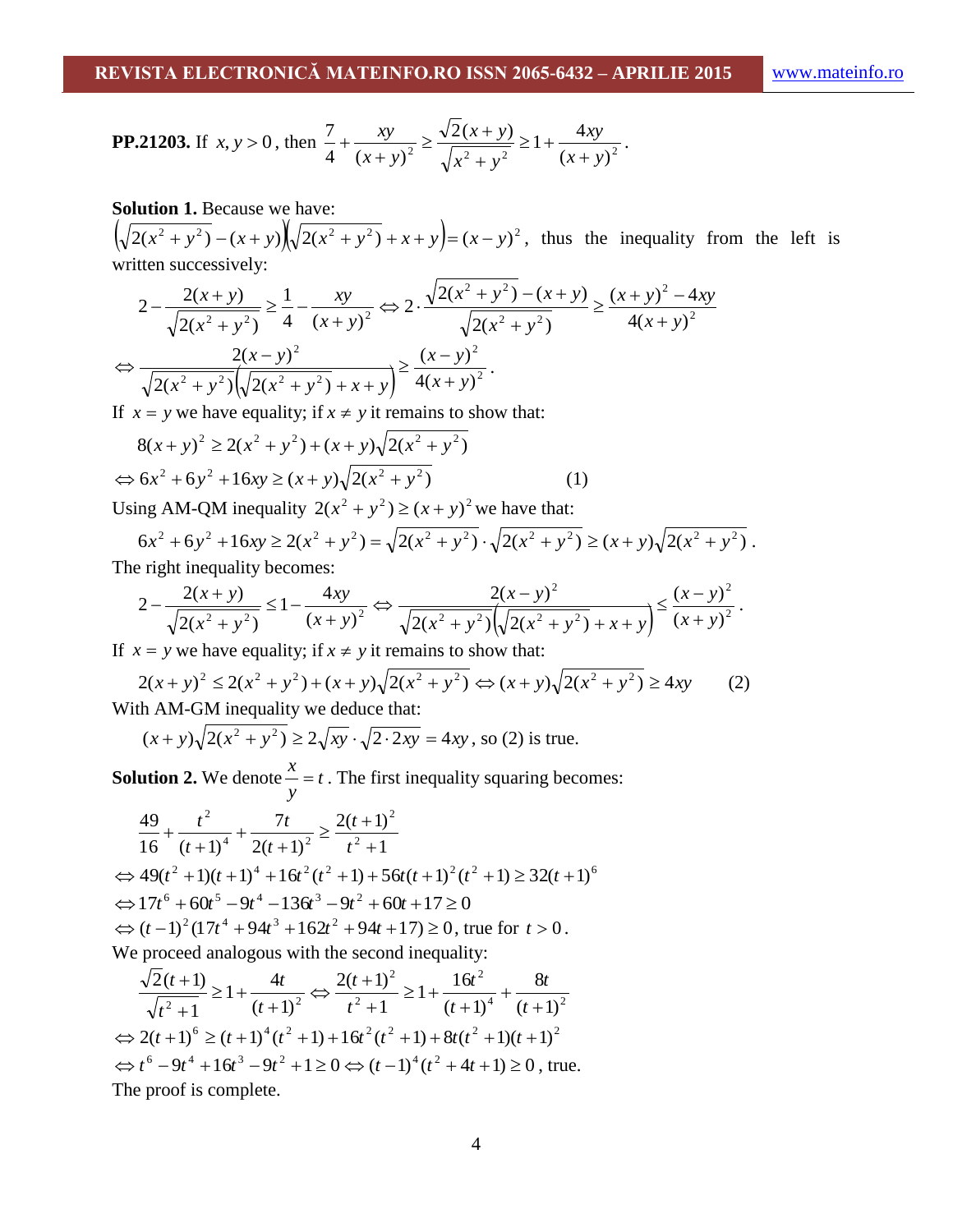**PP.21203.** If $x, y > 0$, then $\dfrac{7}{4} + \dfrac{xy}{(x+y)^2} \ge \dfrac{\sqrt{2}(x+y)}{\sqrt{x^2+y^2}} \ge 1 + \dfrac{4xy}{(x+y)^2}$.

**Solution 1.** Because we have:

$\left(\sqrt{2(x^2+y^2)} - (x+y)\right)\left(\sqrt{2(x^2+y^2)} + x + y\right) = (x-y)^2$, thus the inequality from the left is written successively:

$$2 - \frac{2(x+y)}{\sqrt{2(x^2+y^2)}} \ge \frac{1}{4} - \frac{xy}{(x+y)^2} \Leftrightarrow 2 \cdot \frac{\sqrt{2(x^2+y^2)} - (x+y)}{\sqrt{2(x^2+y^2)}} \ge \frac{(x+y)^2 - 4xy}{4(x+y)^2}$$

$$\Leftrightarrow \frac{2(x-y)^2}{\sqrt{2(x^2+y^2)}\left(\sqrt{2(x^2+y^2)} + x + y\right)} \ge \frac{(x-y)^2}{4(x+y)^2}.$$

If $x = y$ we have equality; if $x \ne y$ it remains to show that:

$$8(x+y)^2 \ge 2(x^2+y^2) + (x+y)\sqrt{2(x^2+y^2)}$$

$$\Leftrightarrow 6x^2 + 6y^2 + 16xy \ge (x+y)\sqrt{2(x^2+y^2)} \qquad (1)$$

Using AM-QM inequality $2(x^2+y^2) \ge (x+y)^2$ we have that:

$$6x^2 + 6y^2 + 16xy \ge 2(x^2+y^2) = \sqrt{2(x^2+y^2)} \cdot \sqrt{2(x^2+y^2)} \ge (x+y)\sqrt{2(x^2+y^2)}.$$

The right inequality becomes:

$$2 - \frac{2(x+y)}{\sqrt{2(x^2+y^2)}} \le 1 - \frac{4xy}{(x+y)^2} \Leftrightarrow \frac{2(x-y)^2}{\sqrt{2(x^2+y^2)}\left(\sqrt{2(x^2+y^2)} + x + y\right)} \le \frac{(x-y)^2}{(x+y)^2}.$$

If $x = y$ we have equality; if $x \ne y$ it remains to show that:

$$2(x+y)^2 \le 2(x^2+y^2) + (x+y)\sqrt{2(x^2+y^2)} \Leftrightarrow (x+y)\sqrt{2(x^2+y^2)} \ge 4xy \qquad (2)$$

With AM-GM inequality we deduce that:

$(x+y)\sqrt{2(x^2+y^2)} \ge 2\sqrt{xy} \cdot \sqrt{2 \cdot 2xy} = 4xy$, so (2) is true.

**Solution 2.** We denote $\dfrac{x}{y} = t$. The first inequality squaring becomes:

$$\frac{49}{16} + \frac{t^2}{(t+1)^4} + \frac{7t}{2(t+1)^2} \ge \frac{2(t+1)^2}{t^2+1}$$

$$\Leftrightarrow 49(t^2+1)(t+1)^4 + 16t^2(t^2+1) + 56t(t+1)^2(t^2+1) \ge 32(t+1)^6$$

$$\Leftrightarrow 17t^6 + 60t^5 - 9t^4 - 136t^3 - 9t^2 + 60t + 17 \ge 0$$

$\Leftrightarrow (t-1)^2(17t^4 + 94t^3 + 162t^2 + 94t + 17) \ge 0$, true for $t > 0$.

We proceed analogous with the second inequality:

$$\frac{\sqrt{2}(t+1)}{\sqrt{t^2+1}} \ge 1 + \frac{4t}{(t+1)^2} \Leftrightarrow \frac{2(t+1)^2}{t^2+1} \ge 1 + \frac{16t^2}{(t+1)^4} + \frac{8t}{(t+1)^2}$$

$$\Leftrightarrow 2(t+1)^6 \ge (t+1)^4(t^2+1) + 16t^2(t^2+1) + 8t(t^2+1)(t+1)^2$$

$\Leftrightarrow t^6 - 9t^4 + 16t^3 - 9t^2 + 1 \ge 0 \Leftrightarrow (t-1)^4(t^2 + 4t + 1) \ge 0$, true.

The proof is complete.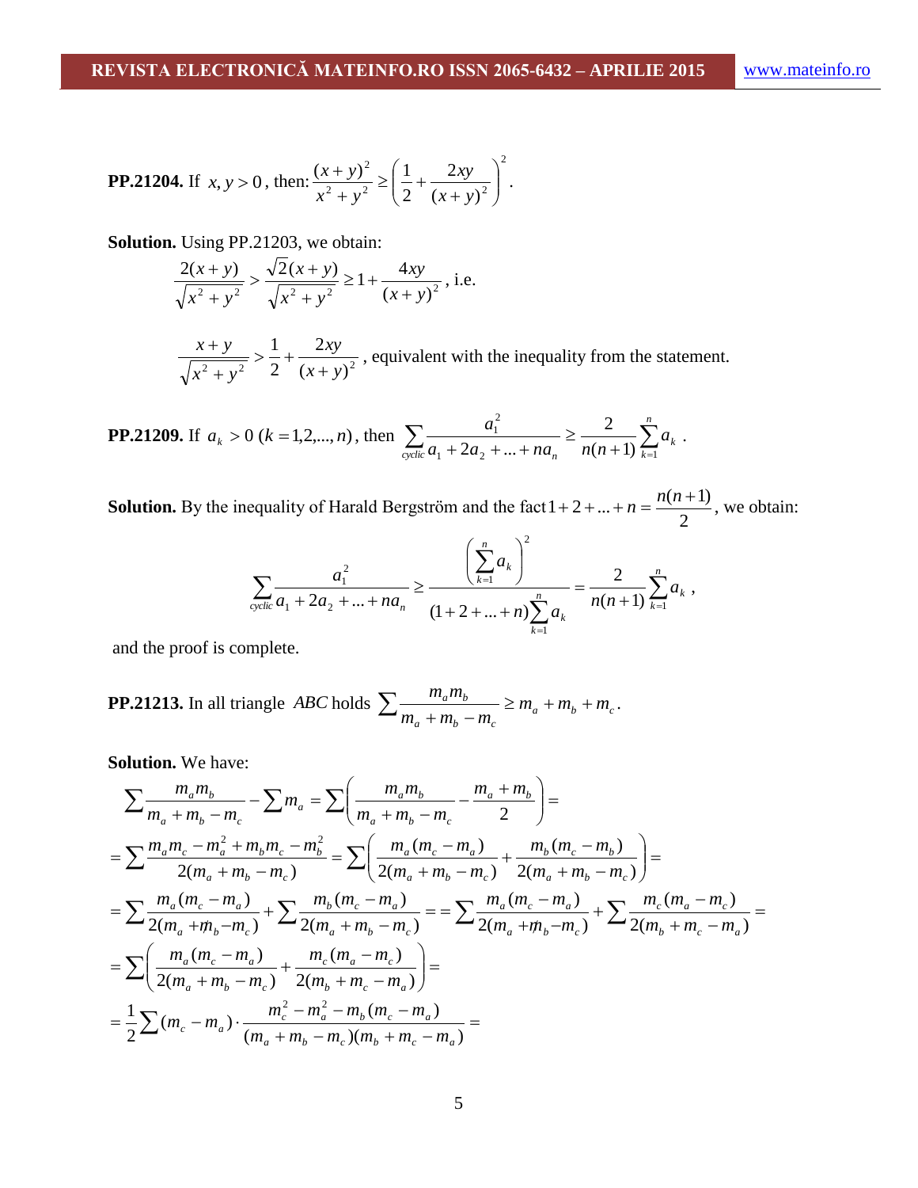**PP.21204.** If $x, y > 0$, then: $\dfrac{(x+y)^2}{x^2+y^2} \geq \left(\dfrac{1}{2} + \dfrac{2xy}{(x+y)^2}\right)^2$.

**Solution.** Using PP.21203, we obtain:

$$\frac{2(x+y)}{\sqrt{x^2+y^2}} > \frac{\sqrt{2}(x+y)}{\sqrt{x^2+y^2}} \geq 1 + \frac{4xy}{(x+y)^2}, \text{ i.e.}$$

$$\frac{x+y}{\sqrt{x^2+y^2}} > \frac{1}{2} + \frac{2xy}{(x+y)^2}$$, equivalent with the inequality from the statement.

**PP.21209.** If $a_k > 0 \ (k = 1, 2, ..., n)$, then $\displaystyle\sum_{cyclic} \frac{a_1^2}{a_1 + 2a_2 + ... + na_n} \geq \frac{2}{n(n+1)} \sum_{k=1}^{n} a_k$.

**Solution.** By the inequality of Harald Bergström and the fact $1 + 2 + ... + n = \dfrac{n(n+1)}{2}$, we obtain:

$$\sum_{cyclic} \frac{a_1^2}{a_1 + 2a_2 + ... + na_n} \geq \frac{\left(\sum_{k=1}^{n} a_k\right)^2}{(1 + 2 + ... + n)\sum_{k=1}^{n} a_k} = \frac{2}{n(n+1)} \sum_{k=1}^{n} a_k,$$

and the proof is complete.

**PP.21213.** In all triangle $ABC$ holds $\displaystyle\sum \frac{m_a m_b}{m_a + m_b - m_c} \geq m_a + m_b + m_c$.

**Solution.** We have:

$$\sum \frac{m_a m_b}{m_a + m_b - m_c} - \sum m_a = \sum \left( \frac{m_a m_b}{m_a + m_b - m_c} - \frac{m_a + m_b}{2} \right) =$$

$$= \sum \frac{m_a m_c - m_a^2 + m_b m_c - m_b^2}{2(m_a + m_b - m_c)} = \sum \left( \frac{m_a(m_c - m_a)}{2(m_a + m_b - m_c)} + \frac{m_b(m_c - m_b)}{2(m_a + m_b - m_c)} \right) =$$

$$= \sum \frac{m_a(m_c - m_a)}{2(m_a + m_b - m_c)} + \sum \frac{m_b(m_c - m_a)}{2(m_a + m_b - m_c)} = = \sum \frac{m_a(m_c - m_a)}{2(m_a + m_b - m_c)} + \sum \frac{m_c(m_a - m_c)}{2(m_b + m_c - m_a)} =$$

$$= \sum \left( \frac{m_a(m_c - m_a)}{2(m_a + m_b - m_c)} + \frac{m_c(m_a - m_c)}{2(m_b + m_c - m_a)} \right) =$$

$$= \frac{1}{2} \sum (m_c - m_a) \cdot \frac{m_c^2 - m_a^2 - m_b(m_c - m_a)}{(m_a + m_b - m_c)(m_b + m_c - m_a)} =$$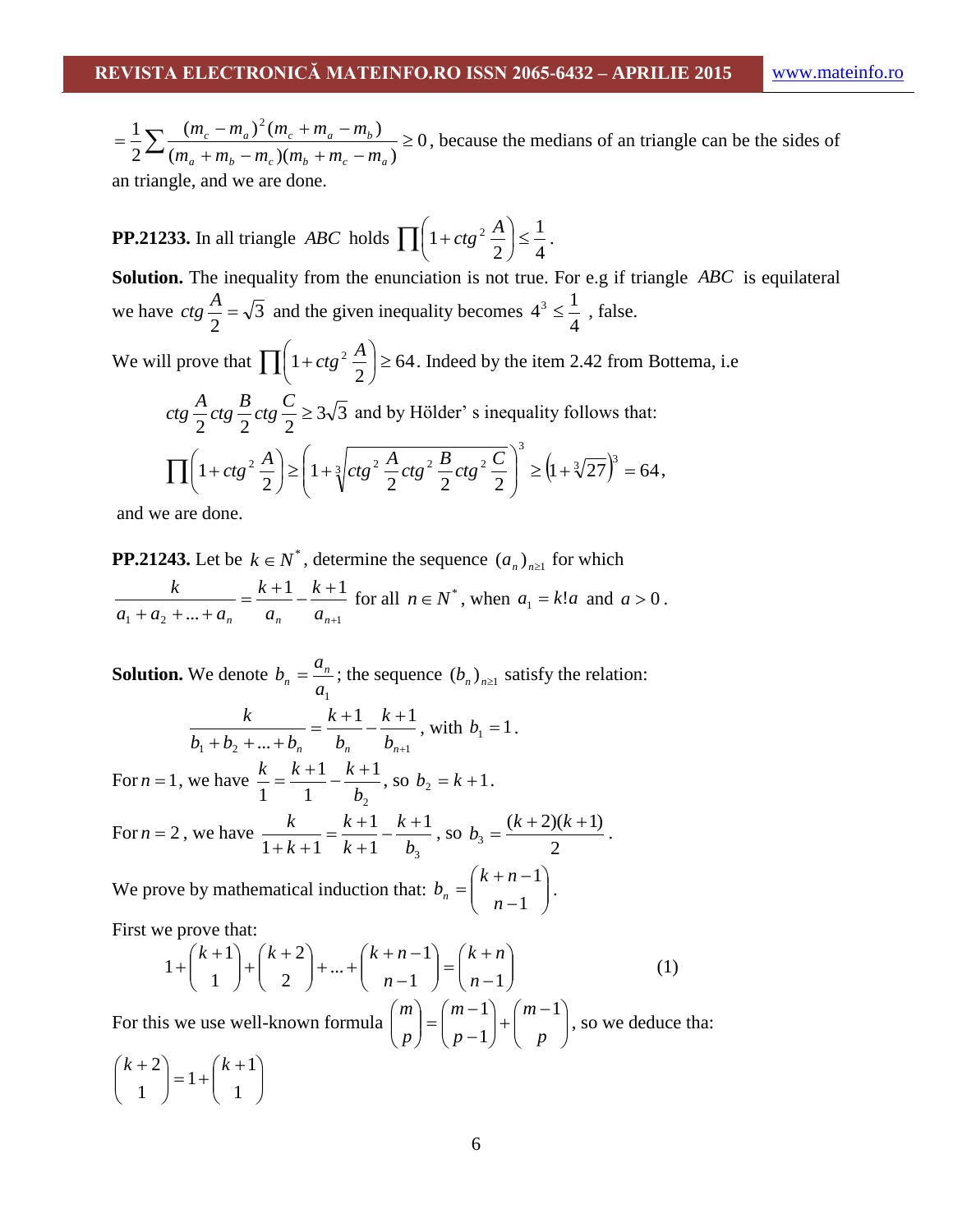$$= \frac{1}{2}\sum \frac{(m_c - m_a)^2 (m_c + m_a - m_b)}{(m_a + m_b - m_c)(m_b + m_c - m_a)} \geq 0$$, because the medians of an triangle can be the sides of an triangle, and we are done.

**PP.21233.** In all triangle $ABC$ holds $\prod \left(1 + ctg^2 \frac{A}{2}\right) \leq \frac{1}{4}$.

**Solution.** The inequality from the enunciation is not true. For e.g if triangle $ABC$ is equilateral we have $ctg \frac{A}{2} = \sqrt{3}$ and the given inequality becomes $4^3 \leq \frac{1}{4}$ , false.

We will prove that $\prod \left(1 + ctg^2 \frac{A}{2}\right) \geq 64$. Indeed by the item 2.42 from Bottema, i.e

$ctg \frac{A}{2} ctg \frac{B}{2} ctg \frac{C}{2} \geq 3\sqrt{3}$ and by Hölder' s inequality follows that:

$$\prod \left(1 + ctg^2 \frac{A}{2}\right) \geq \left(1 + \sqrt[3]{ctg^2 \frac{A}{2} ctg^2 \frac{B}{2} ctg^2 \frac{C}{2}}\right)^3 \geq \left(1 + \sqrt[3]{27}\right)^3 = 64,$$

and we are done.

**PP.21243.** Let be $k \in N^*$, determine the sequence $(a_n)_{n \geq 1}$ for which $\frac{k}{a_1 + a_2 + ... + a_n} = \frac{k+1}{a_n} - \frac{k+1}{a_{n+1}}$ for all $n \in N^*$, when $a_1 = k!a$ and $a > 0$.

**Solution.** We denote $b_n = \frac{a_n}{a_1}$; the sequence $(b_n)_{n \geq 1}$ satisfy the relation:

$$\frac{k}{b_1 + b_2 + ... + b_n} = \frac{k+1}{b_n} - \frac{k+1}{b_{n+1}}, \text{ with } b_1 = 1.$$

For $n = 1$, we have $\frac{k}{1} = \frac{k+1}{1} - \frac{k+1}{b_2}$, so $b_2 = k+1$.

For $n = 2$, we have $\frac{k}{1+k+1} = \frac{k+1}{k+1} - \frac{k+1}{b_3}$, so $b_3 = \frac{(k+2)(k+1)}{2}$.

We prove by mathematical induction that: $b_n = \binom{k+n-1}{n-1}$.

First we prove that:

$$1 + \binom{k+1}{1} + \binom{k+2}{2} + ... + \binom{k+n-1}{n-1} = \binom{k+n}{n-1} \qquad (1)$$

For this we use well-known formula $\binom{m}{p} = \binom{m-1}{p-1} + \binom{m-1}{p}$, so we deduce tha:

$$\binom{k+2}{1} = 1 + \binom{k+1}{1}$$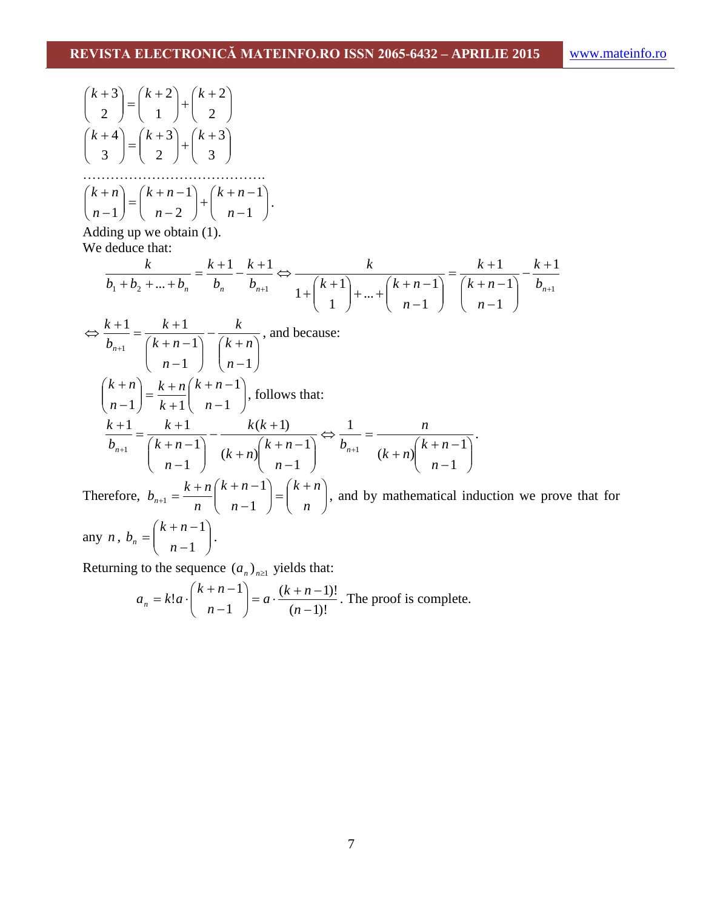$$\binom{k+3}{2} = \binom{k+2}{1} + \binom{k+2}{2}$$

$$\binom{k+4}{3} = \binom{k+3}{2} + \binom{k+3}{3}$$

…………………………………

$$\binom{k+n}{n-1} = \binom{k+n-1}{n-2} + \binom{k+n-1}{n-1}.$$

Adding up we obtain (1).

We deduce that:

$$\frac{k}{b_1 + b_2 + \ldots + b_n} = \frac{k+1}{b_n} - \frac{k+1}{b_{n+1}} \Leftrightarrow \frac{k}{1 + \binom{k+1}{1} + \ldots + \binom{k+n-1}{n-1}} = \frac{k+1}{\binom{k+n-1}{n-1}} - \frac{k+1}{b_{n+1}}$$

$\Leftrightarrow \dfrac{k+1}{b_{n+1}} = \dfrac{k+1}{\binom{k+n-1}{n-1}} - \dfrac{k}{\binom{k+n}{n-1}}$, and because:

$\binom{k+n}{n-1} = \dfrac{k+n}{k+1}\binom{k+n-1}{n-1}$, follows that:

$$\frac{k+1}{b_{n+1}} = \frac{k+1}{\binom{k+n-1}{n-1}} - \frac{k(k+1)}{(k+n)\binom{k+n-1}{n-1}} \Leftrightarrow \frac{1}{b_{n+1}} = \frac{n}{(k+n)\binom{k+n-1}{n-1}}.$$

Therefore, $b_{n+1} = \dfrac{k+n}{n}\binom{k+n-1}{n-1} = \binom{k+n}{n}$, and by mathematical induction we prove that for any $n$, $b_n = \binom{k+n-1}{n-1}$.

Returning to the sequence $(a_n)_{n\geq 1}$ yields that:

$$a_n = k!a \cdot \binom{k+n-1}{n-1} = a \cdot \frac{(k+n-1)!}{(n-1)!}.$$ The proof is complete.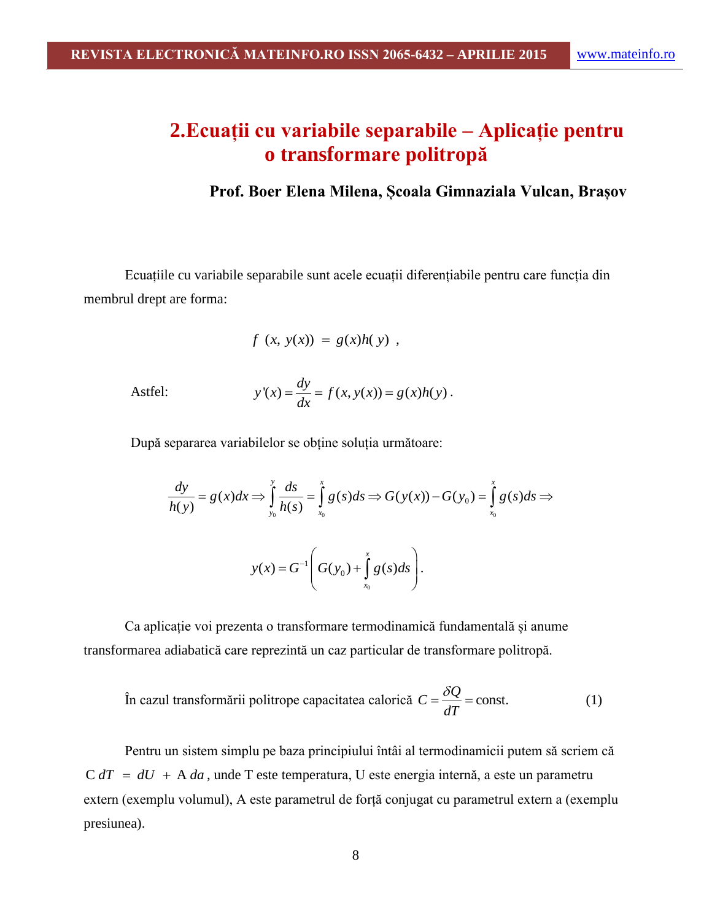# 2.Ecuații cu variabile separabile – Aplicație pentru o transformare politropă

**Prof. Boer Elena Milena, Școala Gimnaziala Vulcan, Brașov**

Ecuațiile cu variabile separabile sunt acele ecuații diferențiabile pentru care funcția din membrul drept are forma:

$$f\ (x,\ y(x))\ =\ g(x)h(\ y)\ ,$$

Astfel:

$$y'(x) = \frac{dy}{dx} = f(x, y(x)) = g(x)h(y)\,.$$

După separarea variabilelor se obține soluția următoare:

$$\frac{dy}{h(y)} = g(x)dx \Rightarrow \int_{y_0}^{y} \frac{ds}{h(s)} = \int_{x_0}^{x} g(s)ds \Rightarrow G(y(x)) - G(y_0) = \int_{x_0}^{x} g(s)ds \Rightarrow$$

$$y(x) = G^{-1}\left( G(y_0) + \int_{x_0}^{x} g(s)ds \right).$$

Ca aplicație voi prezenta o transformare termodinamică fundamentală și anume transformarea adiabatică care reprezintă un caz particular de transformare politropă.

În cazul transformării politrope capacitatea calorică $C = \dfrac{\delta Q}{dT} = \text{const.}$ (1)

Pentru un sistem simplu pe baza principiului întâi al termodinamicii putem să scriem că $C\,dT\ =\ dU\ +\ A\,da$, unde T este temperatura, U este energia internă, a este un parametru extern (exemplu volumul), A este parametrul de forță conjugat cu parametrul extern a (exemplu presiunea).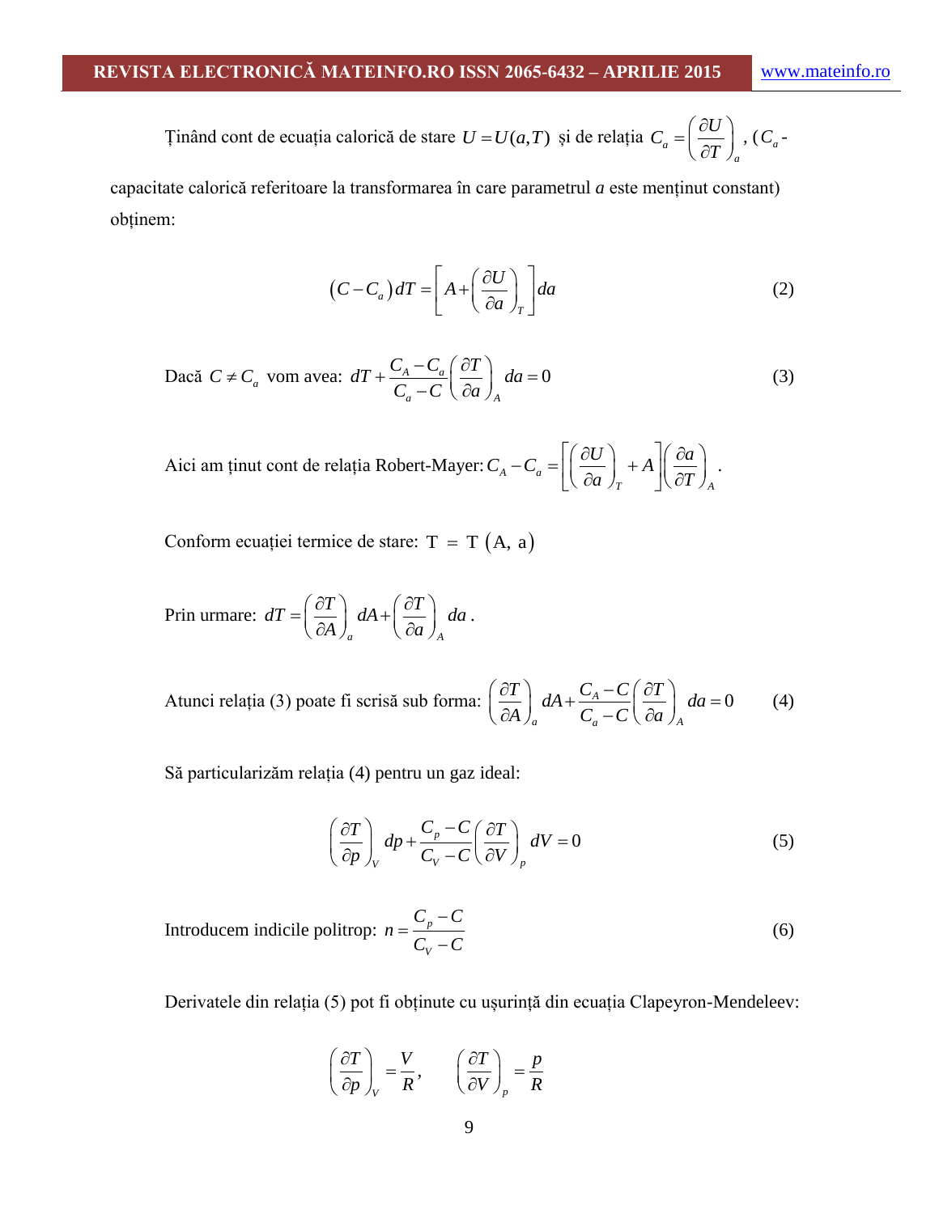Ținând cont de ecuația calorică de stare $U = U(a,T)$ și de relația $C_a = \left(\frac{\partial U}{\partial T}\right)_a$, ($C_a$ - capacitate calorică referitoare la transformarea în care parametrul *a* este menținut constant) obținem:

$$\left(C - C_a\right) dT = \left[A + \left(\frac{\partial U}{\partial a}\right)_T\right] da \tag{2}$$

Dacă $C \neq C_a$ vom avea: $dT + \frac{C_A - C_a}{C_a - C}\left(\frac{\partial T}{\partial a}\right)_A da = 0$ (3)

Aici am ținut cont de relația Robert-Mayer: $C_A - C_a = \left[\left(\frac{\partial U}{\partial a}\right)_T + A\right]\left(\frac{\partial a}{\partial T}\right)_A$.

Conform ecuației termice de stare: $T = T(A, a)$

Prin urmare: $dT = \left(\frac{\partial T}{\partial A}\right)_a dA + \left(\frac{\partial T}{\partial a}\right)_A da$.

Atunci relația (3) poate fi scrisă sub forma: $\left(\frac{\partial T}{\partial A}\right)_a dA + \frac{C_A - C}{C_a - C}\left(\frac{\partial T}{\partial a}\right)_A da = 0$ (4)

Să particularizăm relația (4) pentru un gaz ideal:

$$\left(\frac{\partial T}{\partial p}\right)_V dp + \frac{C_p - C}{C_V - C}\left(\frac{\partial T}{\partial V}\right)_p dV = 0 \tag{5}$$

Introducem indicile politrop: $n = \frac{C_p - C}{C_V - C}$ (6)

Derivatele din relația (5) pot fi obținute cu ușurință din ecuația Clapeyron-Mendeleev:

$$\left(\frac{\partial T}{\partial p}\right)_V = \frac{V}{R}, \qquad \left(\frac{\partial T}{\partial V}\right)_p = \frac{p}{R}$$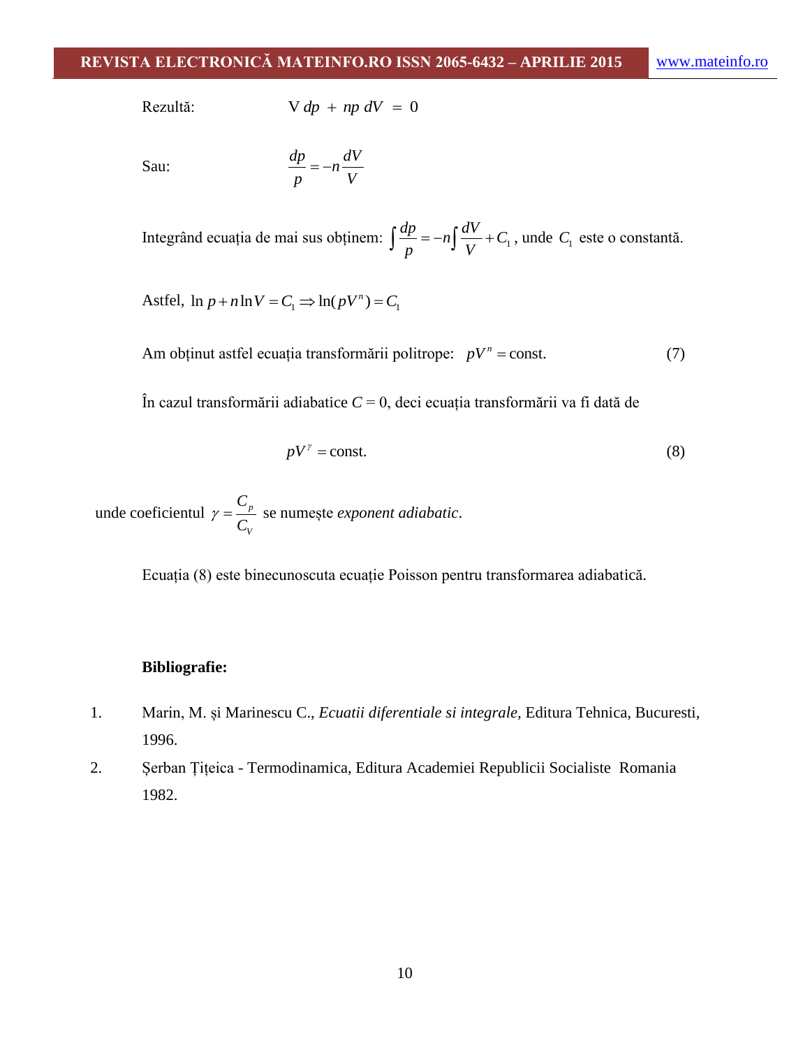Rezultă: $V\,dp + np\,dV = 0$

Sau: $$\frac{dp}{p} = -n\frac{dV}{V}$$

Integrând ecuația de mai sus obținem: $\int \frac{dp}{p} = -n\int \frac{dV}{V} + C_1$, unde $C_1$ este o constantă.

Astfel, $\ln p + n\ln V = C_1 \Rightarrow \ln(pV^n) = C_1$

Am obținut astfel ecuația transformării politrope: $pV^n = \text{const.}$ (7)

În cazul transformării adiabatice $C = 0$, deci ecuația transformării va fi dată de

$$pV^{\gamma} = \text{const.} \quad (8)$$

unde coeficientul $\gamma = \frac{C_p}{C_V}$ se numește *exponent adiabatic*.

Ecuația (8) este binecunoscuta ecuație Poisson pentru transformarea adiabatică.

**Bibliografie:**

1. Marin, M. și Marinescu C., *Ecuatii diferentiale si integrale,* Editura Tehnica, Bucuresti, 1996.
2. Șerban Țițeica - Termodinamica, Editura Academiei Republicii Socialiste Romania 1982.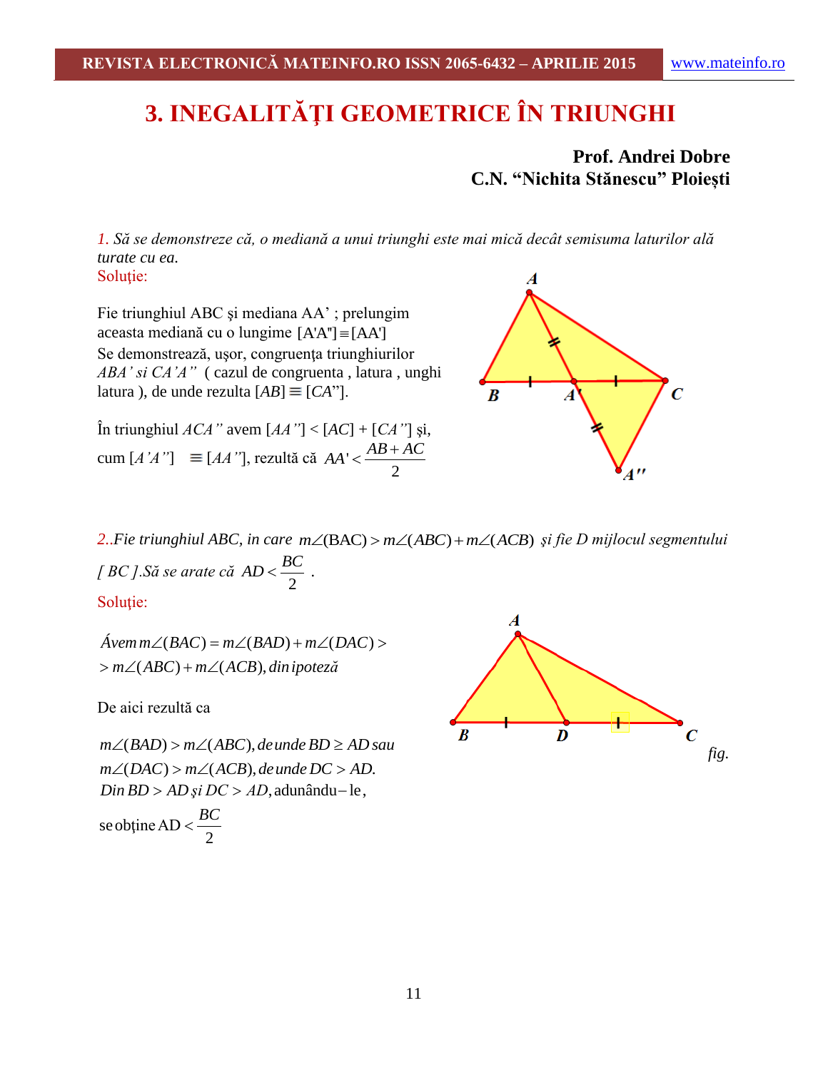# 3. INEGALITĂŢI GEOMETRICE ÎN TRIUNGHI

**Prof. Andrei Dobre**
**C.N. "Nichita Stănescu" Ploiești**

*1. Să se demonstreze că, o mediană a unui triunghi este mai mică decât semisuma laturilor alăturate cu ea.*

Soluţie:

Fie triunghiul ABC şi mediana AA' ; prelungim această mediană cu o lungime $[A'A''] \equiv [AA']$

Se demonstrează, uşor, congruenţa triunghiurilor *ABA' si CA'A''* ( cazul de congruenta , latura , unghi latura ), de unde rezulta $[AB] \equiv [CA'']$.

În triunghiul *ACA''* avem $[AA''] < [AC] + [CA'']$ şi, cum $[A'A''] \equiv [AA'']$, rezultă că $AA' < \dfrac{AB+AC}{2}$

*2..Fie triunghiul ABC, in care $m\angle(BAC) > m\angle(ABC) + m\angle(ACB)$ şi fie D mijlocul segmentului [ BC ].Să se arate că $AD < \dfrac{BC}{2}$ .*

Soluţie:

$$\text{Ávem } m\angle(BAC) = m\angle(BAD) + m\angle(DAC) >$$
$$> m\angle(ABC) + m\angle(ACB), \text{ din ipoteză}$$

De aici rezultă ca

$$m\angle(BAD) > m\angle(ABC), \text{ de unde } BD \geq AD \text{ sau}$$
$$m\angle(DAC) > m\angle(ACB), \text{ de unde } DC > AD.$$
$$\text{Din } BD > AD \text{ şi } DC > AD, \text{ adunându-le,}$$
$$\text{se obţine } AD < \frac{BC}{2}$$

*fig.*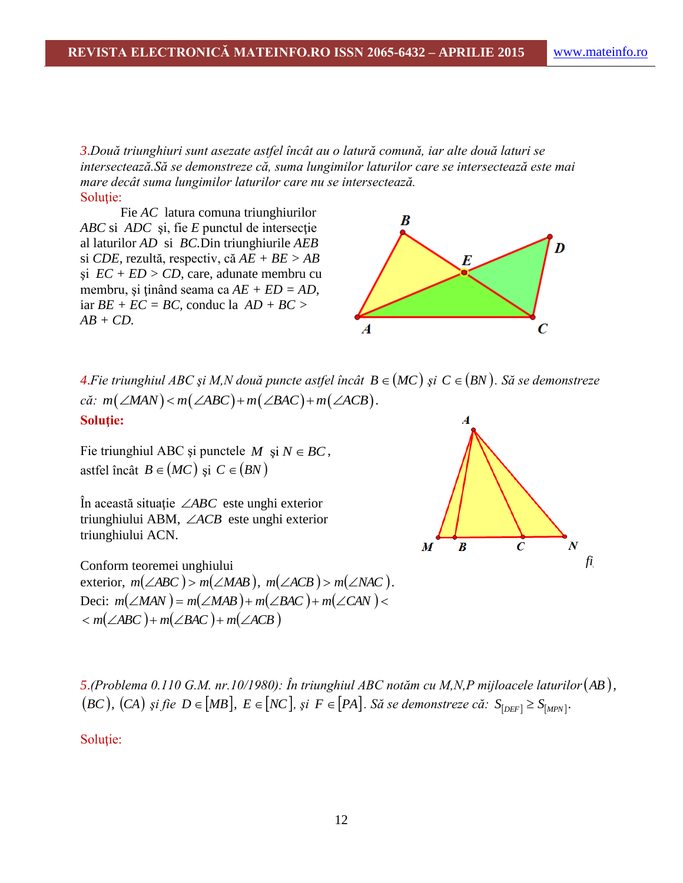*3.Două triunghiuri sunt asezate astfel încât au o latură comună, iar alte două laturi se intersectează.Să se demonstreze că, suma lungimilor laturilor care se intersectează este mai mare decât suma lungimilor laturilor care nu se intersectează.*

Soluţie:

Fie $AC$ latura comuna triunghiurilor $ABC$ si $ADC$ şi, fie $E$ punctul de intersecţie al laturilor $AD$ si $BC$.Din triunghiurile $AEB$ si $CDE$, rezultă, respectiv, că $AE + BE > AB$ şi $EC + ED > CD$, care, adunate membru cu membru, şi ţinând seama ca $AE + ED = AD$, iar $BE + EC = BC$, conduc la $AD + BC > AB + CD$.

*4.Fie triunghiul ABC şi M,N două puncte astfel încât $B \in (MC)$ şi $C \in (BN)$. Să se demonstreze că: $m(\angle MAN) < m(\angle ABC) + m(\angle BAC) + m(\angle ACB)$.*

**Soluţie:**

Fie triunghiul ABC şi punctele $M$ şi $N \in BC$, astfel încât $B \in (MC)$ şi $C \in (BN)$

În această situaţie $\angle ABC$ este unghi exterior triunghiului ABM, $\angle ACB$ este unghi exterior triunghiului ACN.

Conform teoremei unghiului exterior, $m(\angle ABC) > m(\angle MAB)$, $m(\angle ACB) > m(\angle NAC)$.

Deci: $m(\angle MAN) = m(\angle MAB) + m(\angle BAC) + m(\angle CAN) <$
$< m(\angle ABC) + m(\angle BAC) + m(\angle ACB)$

*5.(Problema 0.110 G.M. nr.10/1980): În triunghiul ABC notăm cu M,N,P mijloacele laturilor $(AB)$, $(BC)$, $(CA)$ şi fie $D \in [MB]$, $E \in [NC]$, şi $F \in [PA]$. Să se demonstreze că: $S_{[DEF]} \geq S_{[MPN]}$.*

Soluţie: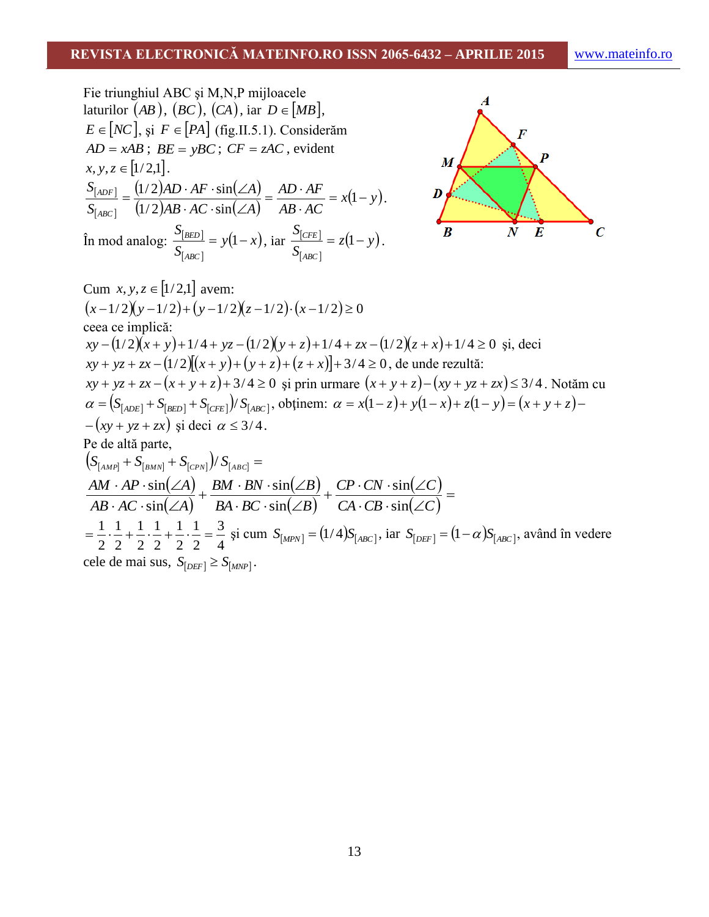Fie triunghiul ABC şi M,N,P mijloacele laturilor $(AB)$, $(BC)$, $(CA)$, iar $D \in [MB]$, $E \in [NC]$, şi $F \in [PA]$ (fig.II.5.1). Considerăm $AD = xAB$; $BE = yBC$; $CF = zAC$, evident $x, y, z \in [1/2, 1]$.

$$\frac{S_{[ADF]}}{S_{[ABC]}} = \frac{(1/2)AD \cdot AF \cdot \sin(\angle A)}{(1/2)AB \cdot AC \cdot \sin(\angle A)} = \frac{AD \cdot AF}{AB \cdot AC} = x(1-y).$$

În mod analog: $\dfrac{S_{[BED]}}{S_{[ABC]}} = y(1-x)$, iar $\dfrac{S_{[CFE]}}{S_{[ABC]}} = z(1-y)$.

Cum $x, y, z \in [1/2, 1]$ avem:

$(x-1/2)(y-1/2)+(y-1/2)(z-1/2)\cdot(x-1/2) \geq 0$

ceea ce implică:

$xy-(1/2)(x+y)+1/4+yz-(1/2)(y+z)+1/4+zx-(1/2)(z+x)+1/4 \geq 0$ şi, deci

$xy+yz+zx-(1/2)[(x+y)+(y+z)+(z+x)]+3/4 \geq 0$, de unde rezultă:

$xy+yz+zx-(x+y+z)+3/4 \geq 0$ şi prin urmare $(x+y+z)-(xy+yz+zx) \leq 3/4$. Notăm cu $\alpha = \left(S_{[ADE]}+S_{[BED]}+S_{[CFE]}\right)/S_{[ABC]}$, obţinem: $\alpha = x(1-z)+y(1-x)+z(1-y) = (x+y+z)-$ $-(xy+yz+zx)$ şi deci $\alpha \leq 3/4$.

Pe de altă parte,

$$\left(S_{[AMP]}+S_{[BMN]}+S_{[CPN]}\right)/S_{[ABC]} =$$

$$\frac{AM \cdot AP \cdot \sin(\angle A)}{AB \cdot AC \cdot \sin(\angle A)} + \frac{BM \cdot BN \cdot \sin(\angle B)}{BA \cdot BC \cdot \sin(\angle B)} + \frac{CP \cdot CN \cdot \sin(\angle C)}{CA \cdot CB \cdot \sin(\angle C)} =$$

$= \dfrac{1}{2}\cdot\dfrac{1}{2}+\dfrac{1}{2}\cdot\dfrac{1}{2}+\dfrac{1}{2}\cdot\dfrac{1}{2} = \dfrac{3}{4}$ şi cum $S_{[MPN]} = (1/4)S_{[ABC]}$, iar $S_{[DEF]} = (1-\alpha)S_{[ABC]}$, având în vedere cele de mai sus, $S_{[DEF]} \geq S_{[MNP]}$.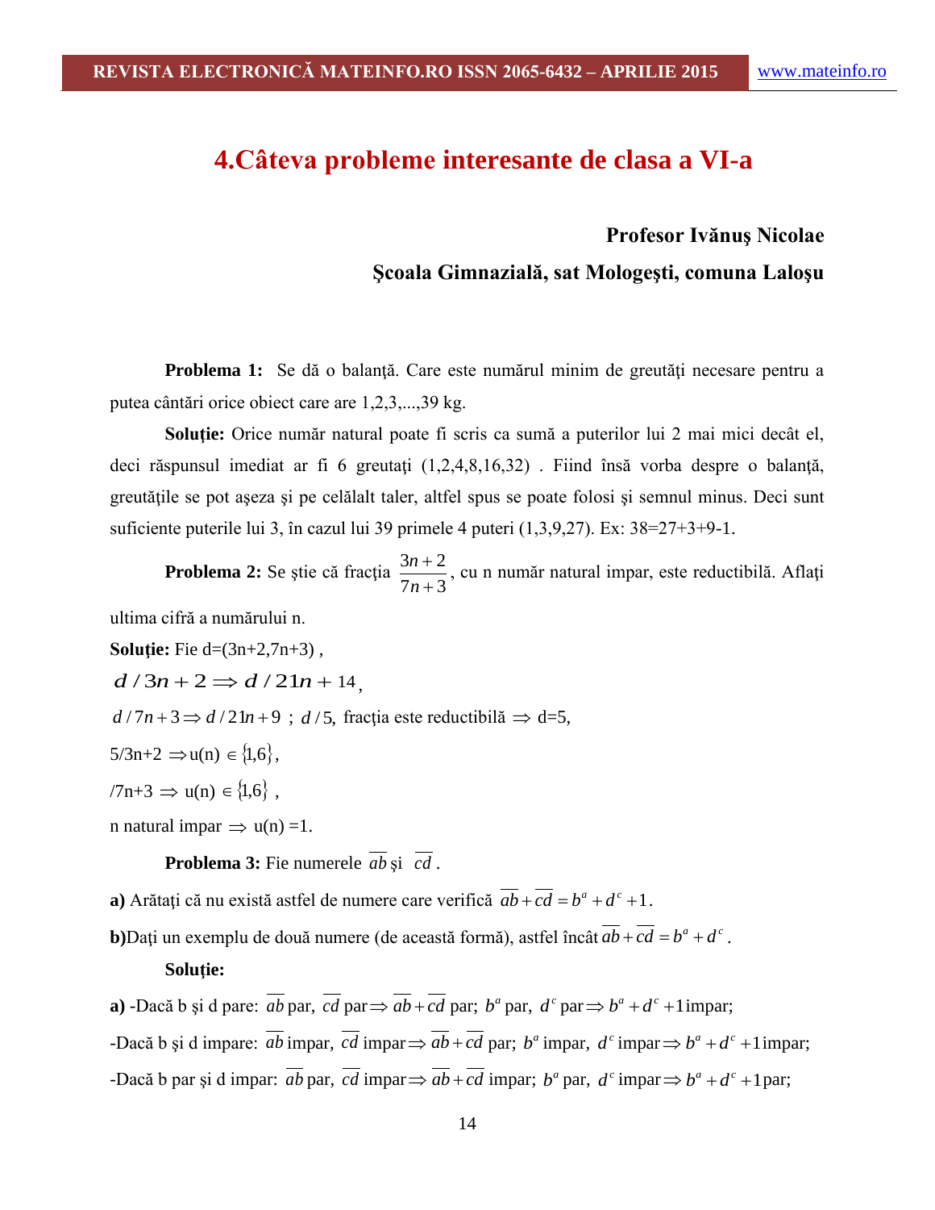# 4.Câteva probleme interesante de clasa a VI-a

**Profesor Ivănuş Nicolae**

**Şcoala Gimnazială, sat Mologeşti, comuna Laloşu**

**Problema 1:** Se dă o balanţă. Care este numărul minim de greutăţi necesare pentru a putea cântări orice obiect care are 1,2,3,...,39 kg.

**Soluţie:** Orice număr natural poate fi scris ca sumă a puterilor lui 2 mai mici decât el, deci răspunsul imediat ar fi 6 greutaţi (1,2,4,8,16,32) . Fiind însă vorba despre o balanţă, greutăţile se pot aşeza şi pe celălalt taler, altfel spus se poate folosi şi semnul minus. Deci sunt suficiente puterile lui 3, în cazul lui 39 primele 4 puteri (1,3,9,27). Ex: 38=27+3+9-1.

**Problema 2:** Se ştie că fracţia $\frac{3n+2}{7n+3}$, cu n număr natural impar, este reductibilă. Aflaţi ultima cifră a numărului n.

**Soluţie:** Fie d=(3n+2,7n+3) ,

$d / 3n+2 \Rightarrow d / 21n+14$,

$d / 7n+3 \Rightarrow d / 21n+9$ ; $d / 5$, fracţia este reductibilă $\Rightarrow$ d=5,

5/3n+2 $\Rightarrow$ u(n) $\in \{1,6\}$,

/7n+3 $\Rightarrow$ u(n) $\in \{1,6\}$ ,

n natural impar $\Rightarrow$ u(n) =1.

**Problema 3:** Fie numerele $\overline{ab}$ şi $\overline{cd}$ .

**a)** Arătaţi că nu există astfel de numere care verifică $\overline{ab}+\overline{cd}=b^a+d^c+1$.

**b)** Daţi un exemplu de două numere (de această formă), astfel încât $\overline{ab}+\overline{cd}=b^a+d^c$ .

**Soluţie:**

**a)** -Dacă b şi d pare: $\overline{ab}$ par, $\overline{cd}$ par $\Rightarrow \overline{ab}+\overline{cd}$ par; $b^a$ par, $d^c$ par $\Rightarrow b^a+d^c+1$ impar;

-Dacă b şi d impare: $\overline{ab}$ impar, $\overline{cd}$ impar $\Rightarrow \overline{ab}+\overline{cd}$ par; $b^a$ impar, $d^c$ impar $\Rightarrow b^a+d^c+1$ impar;

-Dacă b par şi d impar: $\overline{ab}$ par, $\overline{cd}$ impar $\Rightarrow \overline{ab}+\overline{cd}$ impar; $b^a$ par, $d^c$ impar $\Rightarrow b^a+d^c+1$ par;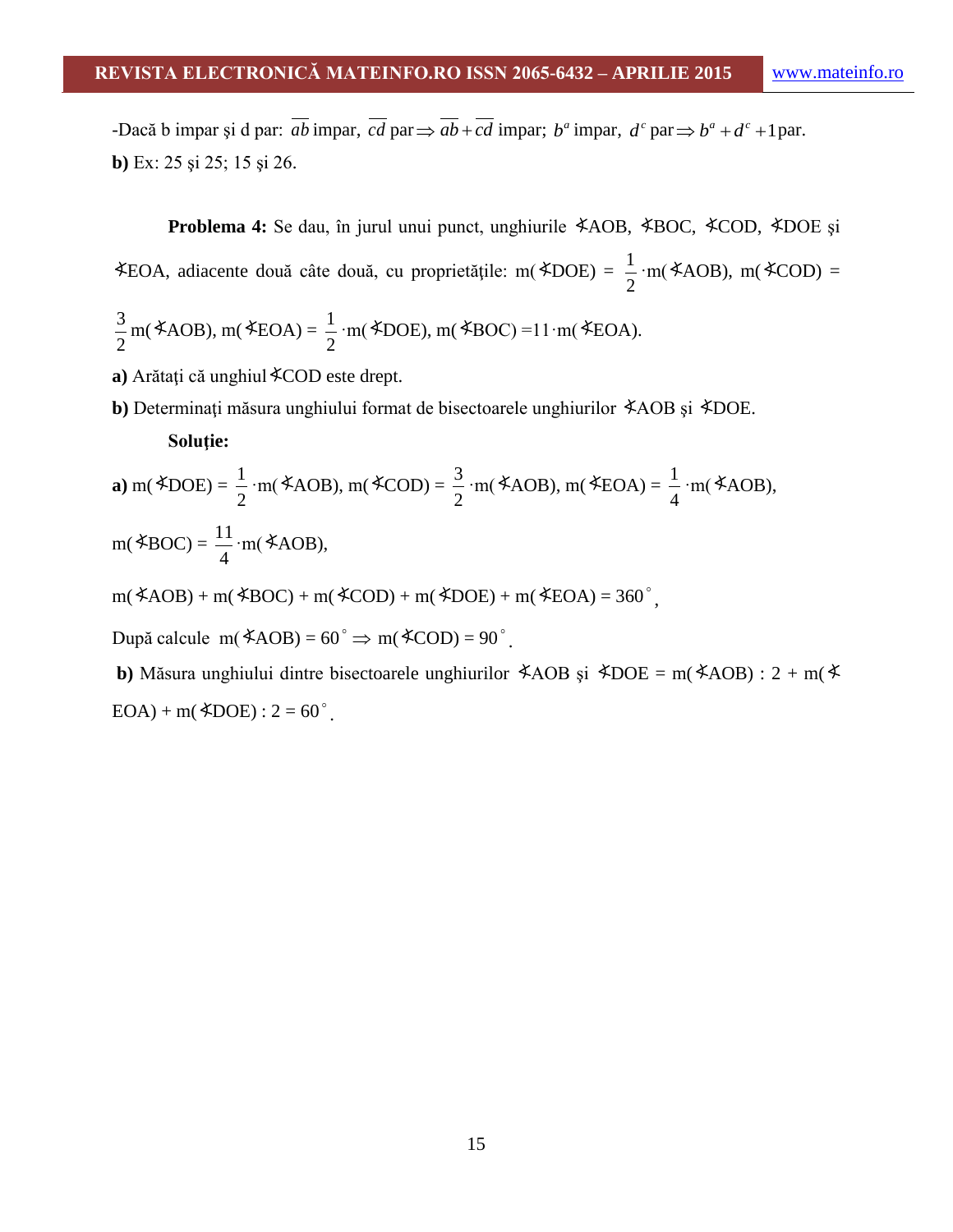-Dacă b impar şi d par: $\overline{ab}$ impar, $\overline{cd}$ par $\Rightarrow \overline{ab}+\overline{cd}$ impar; $b^a$ impar, $d^c$ par $\Rightarrow b^a+d^c+1$ par.

**b)** Ex: 25 şi 25; 15 şi 26.

**Problema 4:** Se dau, în jurul unui punct, unghiurile ∢AOB, ∢BOC, ∢COD, ∢DOE şi ∢EOA, adiacente două câte două, cu proprietăţile: m(∢DOE) = $\frac{1}{2}\cdot$m(∢AOB), m(∢COD) = $\frac{3}{2}$m(∢AOB), m(∢EOA) = $\frac{1}{2}\cdot$m(∢DOE), m(∢BOC) = $11\cdot$m(∢EOA).

**a)** Arătaţi că unghiul ∢COD este drept.

**b)** Determinaţi măsura unghiului format de bisectoarele unghiurilor ∢AOB şi ∢DOE.

**Soluţie:**

**a)** m(∢DOE) = $\frac{1}{2}\cdot$m(∢AOB), m(∢COD) = $\frac{3}{2}\cdot$m(∢AOB), m(∢EOA) = $\frac{1}{4}\cdot$m(∢AOB),

m(∢BOC) = $\frac{11}{4}\cdot$m(∢AOB),

m(∢AOB) + m(∢BOC) + m(∢COD) + m(∢DOE) + m(∢EOA) = $360^\circ$,

După calcule m(∢AOB) = $60^\circ \Rightarrow$ m(∢COD) = $90^\circ$.

**b)** Măsura unghiului dintre bisectoarele unghiurilor ∢AOB şi ∢DOE = m(∢AOB) : 2 + m(∢EOA) + m(∢DOE) : 2 = $60^\circ$.